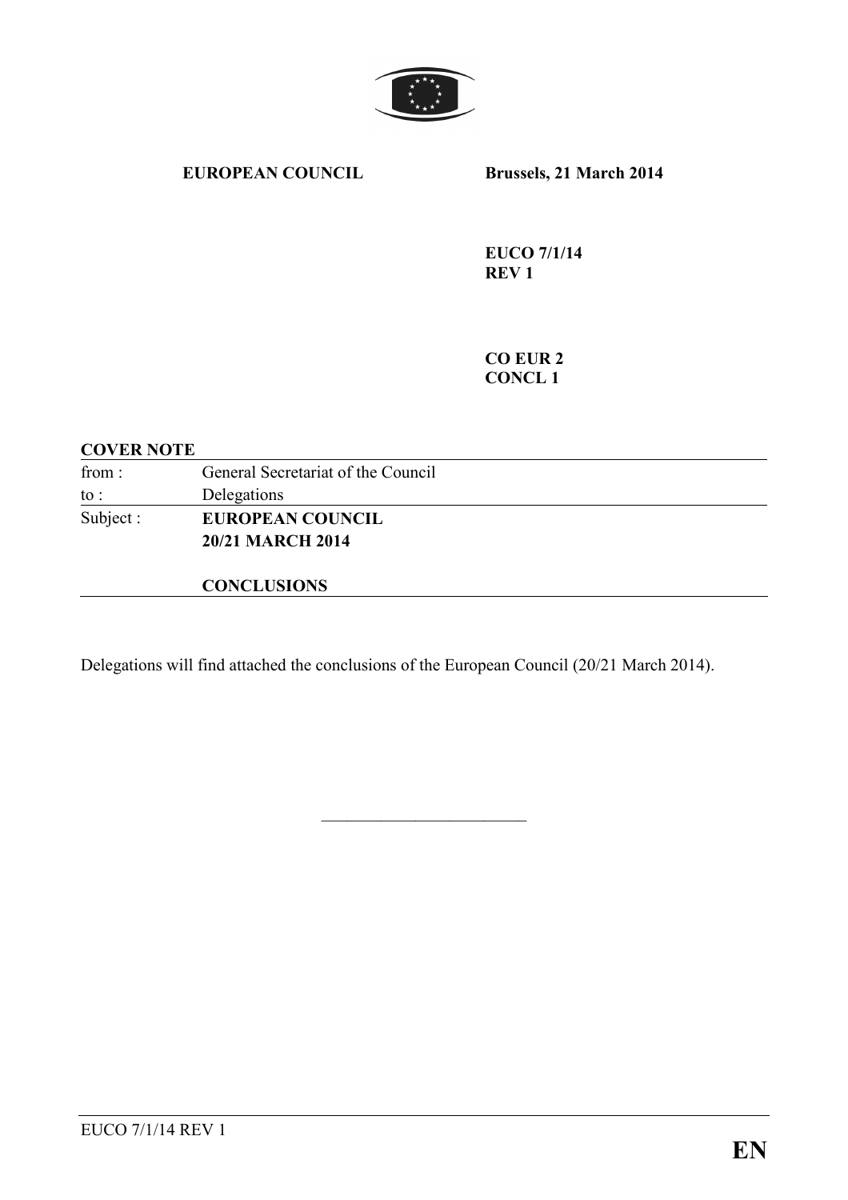**EUROPEAN COUNCIL** **Brussels, 21 March 2014**

**EUCO 7/1/14**
**REV 1**

**CO EUR 2**
**CONCL 1**

**COVER NOTE**

| | |
|---|---|
| from : | General Secretariat of the Council |
| to : | Delegations |
| Subject : | **EUROPEAN COUNCIL 20/21 MARCH 2014** |
| | **CONCLUSIONS** |

Delegations will find attached the conclusions of the European Council (20/21 March 2014).

\_\_\_\_\_\_\_\_\_\_\_\_\_\_\_\_\_\_\_\_\_\_\_\_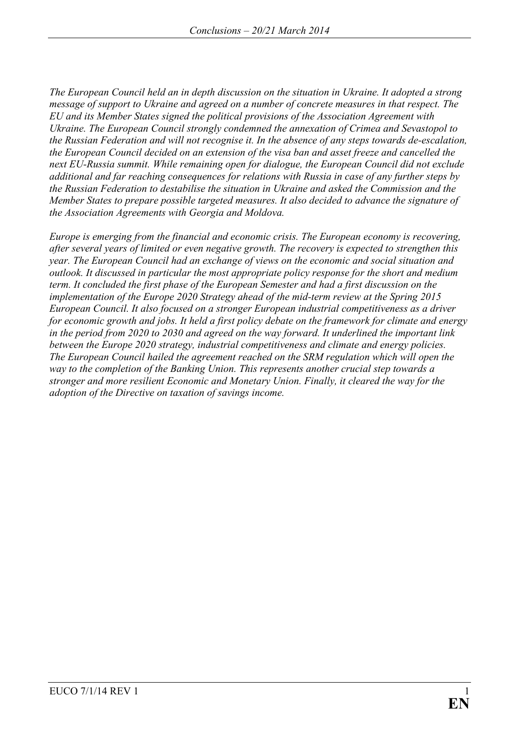*The European Council held an in depth discussion on the situation in Ukraine. It adopted a strong message of support to Ukraine and agreed on a number of concrete measures in that respect. The EU and its Member States signed the political provisions of the Association Agreement with Ukraine. The European Council strongly condemned the annexation of Crimea and Sevastopol to the Russian Federation and will not recognise it. In the absence of any steps towards de-escalation, the European Council decided on an extension of the visa ban and asset freeze and cancelled the next EU-Russia summit. While remaining open for dialogue, the European Council did not exclude additional and far reaching consequences for relations with Russia in case of any further steps by the Russian Federation to destabilise the situation in Ukraine and asked the Commission and the Member States to prepare possible targeted measures. It also decided to advance the signature of the Association Agreements with Georgia and Moldova.*

*Europe is emerging from the financial and economic crisis. The European economy is recovering, after several years of limited or even negative growth. The recovery is expected to strengthen this year. The European Council had an exchange of views on the economic and social situation and outlook. It discussed in particular the most appropriate policy response for the short and medium term. It concluded the first phase of the European Semester and had a first discussion on the implementation of the Europe 2020 Strategy ahead of the mid-term review at the Spring 2015 European Council. It also focused on a stronger European industrial competitiveness as a driver for economic growth and jobs. It held a first policy debate on the framework for climate and energy in the period from 2020 to 2030 and agreed on the way forward. It underlined the important link between the Europe 2020 strategy, industrial competitiveness and climate and energy policies. The European Council hailed the agreement reached on the SRM regulation which will open the way to the completion of the Banking Union. This represents another crucial step towards a stronger and more resilient Economic and Monetary Union. Finally, it cleared the way for the adoption of the Directive on taxation of savings income.*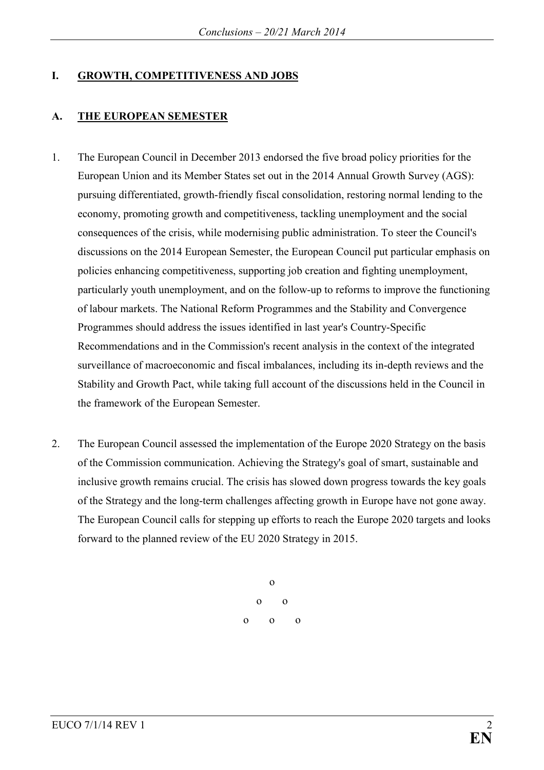## I. GROWTH, COMPETITIVENESS AND JOBS

### A. THE EUROPEAN SEMESTER

1. The European Council in December 2013 endorsed the five broad policy priorities for the European Union and its Member States set out in the 2014 Annual Growth Survey (AGS): pursuing differentiated, growth-friendly fiscal consolidation, restoring normal lending to the economy, promoting growth and competitiveness, tackling unemployment and the social consequences of the crisis, while modernising public administration. To steer the Council's discussions on the 2014 European Semester, the European Council put particular emphasis on policies enhancing competitiveness, supporting job creation and fighting unemployment, particularly youth unemployment, and on the follow-up to reforms to improve the functioning of labour markets. The National Reform Programmes and the Stability and Convergence Programmes should address the issues identified in last year's Country-Specific Recommendations and in the Commission's recent analysis in the context of the integrated surveillance of macroeconomic and fiscal imbalances, including its in-depth reviews and the Stability and Growth Pact, while taking full account of the discussions held in the Council in the framework of the European Semester.

2. The European Council assessed the implementation of the Europe 2020 Strategy on the basis of the Commission communication. Achieving the Strategy's goal of smart, sustainable and inclusive growth remains crucial. The crisis has slowed down progress towards the key goals of the Strategy and the long-term challenges affecting growth in Europe have not gone away. The European Council calls for stepping up efforts to reach the Europe 2020 targets and looks forward to the planned review of the EU 2020 Strategy in 2015.

o

o o

o o o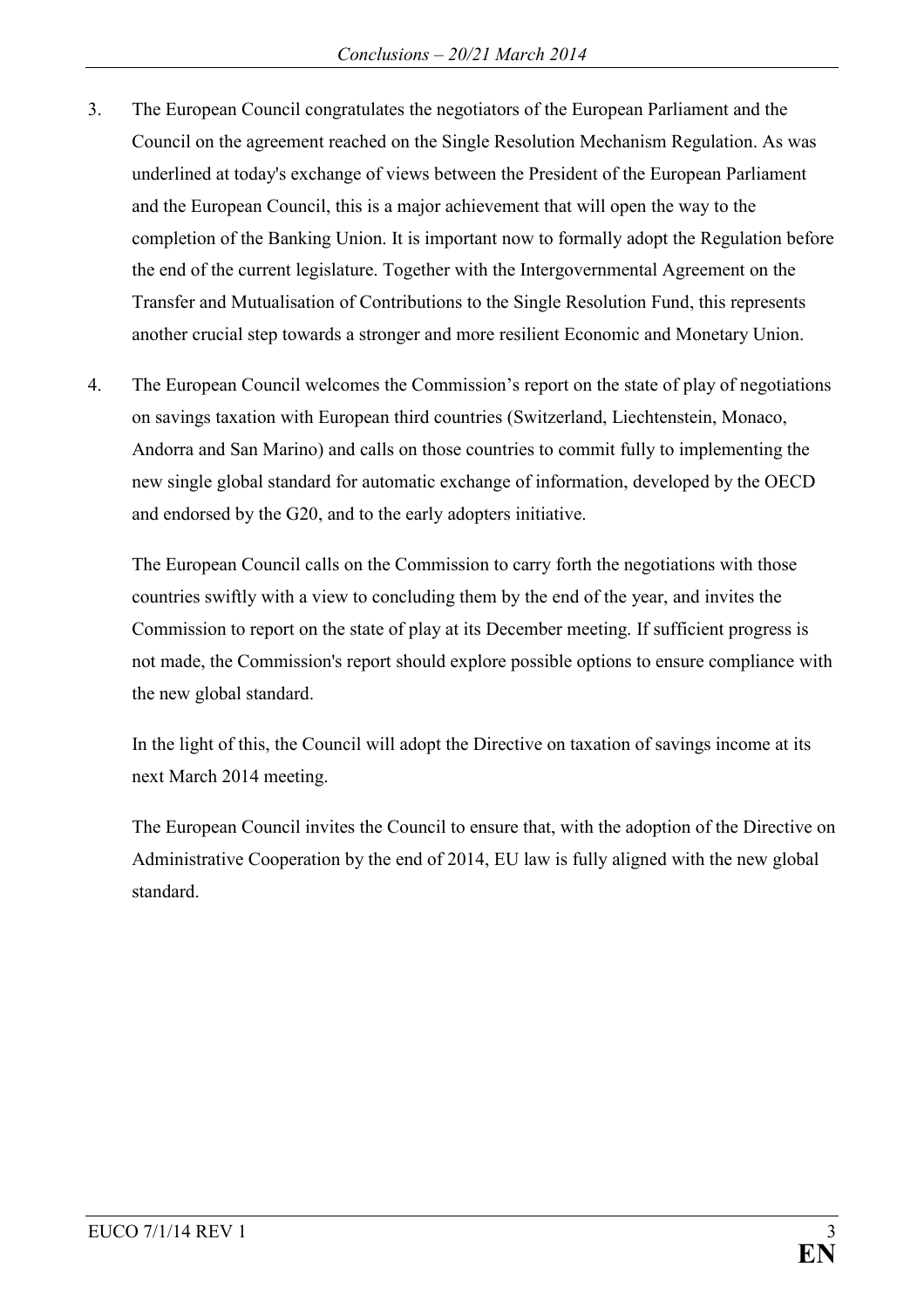3. The European Council congratulates the negotiators of the European Parliament and the Council on the agreement reached on the Single Resolution Mechanism Regulation. As was underlined at today's exchange of views between the President of the European Parliament and the European Council, this is a major achievement that will open the way to the completion of the Banking Union. It is important now to formally adopt the Regulation before the end of the current legislature. Together with the Intergovernmental Agreement on the Transfer and Mutualisation of Contributions to the Single Resolution Fund, this represents another crucial step towards a stronger and more resilient Economic and Monetary Union.

4. The European Council welcomes the Commission's report on the state of play of negotiations on savings taxation with European third countries (Switzerland, Liechtenstein, Monaco, Andorra and San Marino) and calls on those countries to commit fully to implementing the new single global standard for automatic exchange of information, developed by the OECD and endorsed by the G20, and to the early adopters initiative.

   The European Council calls on the Commission to carry forth the negotiations with those countries swiftly with a view to concluding them by the end of the year, and invites the Commission to report on the state of play at its December meeting. If sufficient progress is not made, the Commission's report should explore possible options to ensure compliance with the new global standard.

   In the light of this, the Council will adopt the Directive on taxation of savings income at its next March 2014 meeting.

   The European Council invites the Council to ensure that, with the adoption of the Directive on Administrative Cooperation by the end of 2014, EU law is fully aligned with the new global standard.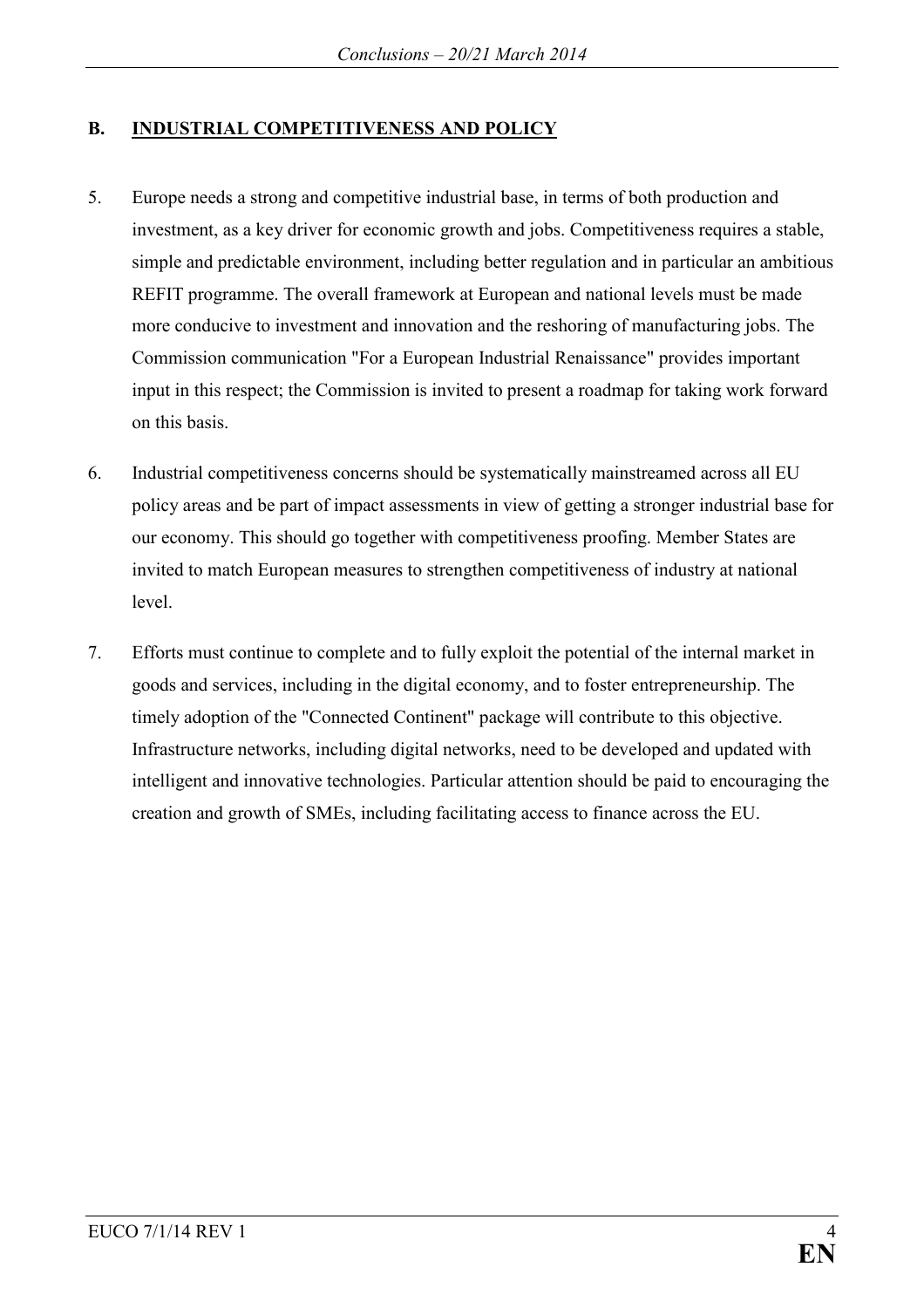## B. INDUSTRIAL COMPETITIVENESS AND POLICY

5. Europe needs a strong and competitive industrial base, in terms of both production and investment, as a key driver for economic growth and jobs. Competitiveness requires a stable, simple and predictable environment, including better regulation and in particular an ambitious REFIT programme. The overall framework at European and national levels must be made more conducive to investment and innovation and the reshoring of manufacturing jobs. The Commission communication "For a European Industrial Renaissance" provides important input in this respect; the Commission is invited to present a roadmap for taking work forward on this basis.

6. Industrial competitiveness concerns should be systematically mainstreamed across all EU policy areas and be part of impact assessments in view of getting a stronger industrial base for our economy. This should go together with competitiveness proofing. Member States are invited to match European measures to strengthen competitiveness of industry at national level.

7. Efforts must continue to complete and to fully exploit the potential of the internal market in goods and services, including in the digital economy, and to foster entrepreneurship. The timely adoption of the "Connected Continent" package will contribute to this objective. Infrastructure networks, including digital networks, need to be developed and updated with intelligent and innovative technologies. Particular attention should be paid to encouraging the creation and growth of SMEs, including facilitating access to finance across the EU.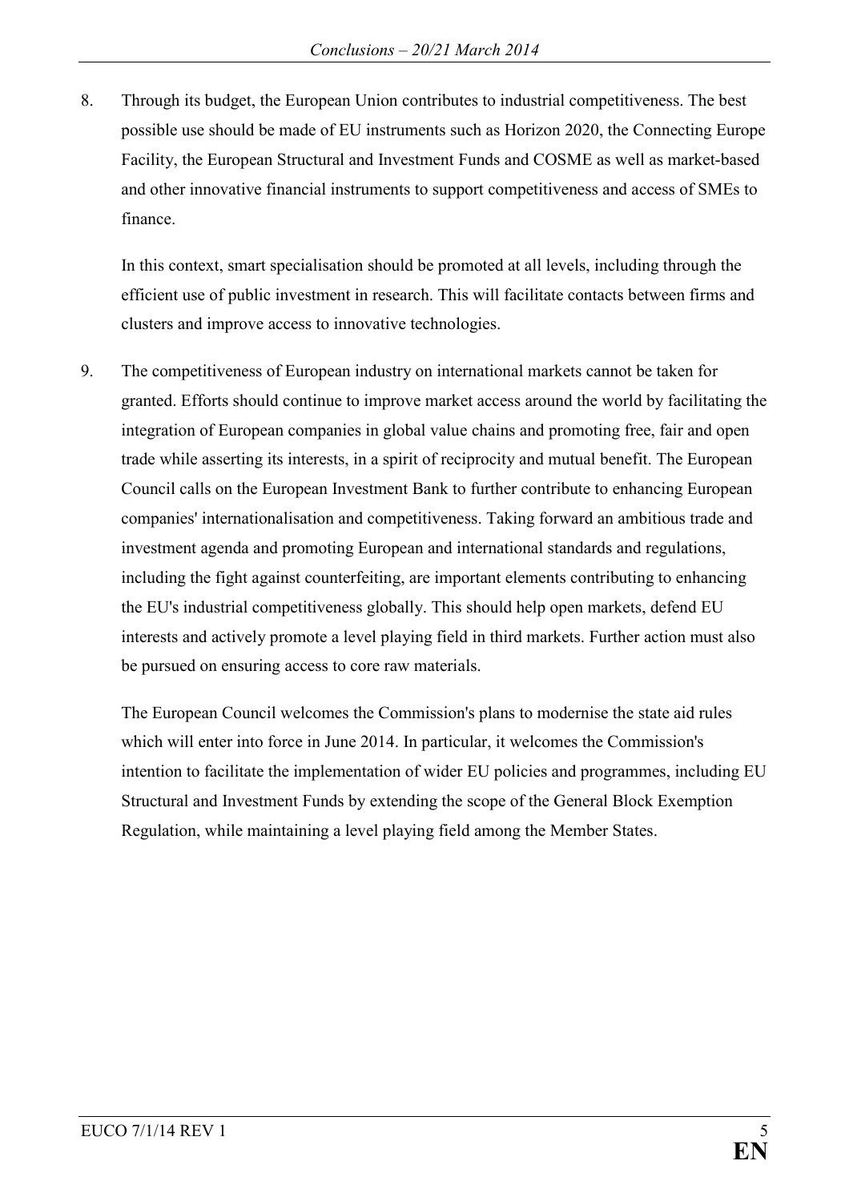8. Through its budget, the European Union contributes to industrial competitiveness. The best possible use should be made of EU instruments such as Horizon 2020, the Connecting Europe Facility, the European Structural and Investment Funds and COSME as well as market-based and other innovative financial instruments to support competitiveness and access of SMEs to finance.

   In this context, smart specialisation should be promoted at all levels, including through the efficient use of public investment in research. This will facilitate contacts between firms and clusters and improve access to innovative technologies.

9. The competitiveness of European industry on international markets cannot be taken for granted. Efforts should continue to improve market access around the world by facilitating the integration of European companies in global value chains and promoting free, fair and open trade while asserting its interests, in a spirit of reciprocity and mutual benefit. The European Council calls on the European Investment Bank to further contribute to enhancing European companies' internationalisation and competitiveness. Taking forward an ambitious trade and investment agenda and promoting European and international standards and regulations, including the fight against counterfeiting, are important elements contributing to enhancing the EU's industrial competitiveness globally. This should help open markets, defend EU interests and actively promote a level playing field in third markets. Further action must also be pursued on ensuring access to core raw materials.

   The European Council welcomes the Commission's plans to modernise the state aid rules which will enter into force in June 2014. In particular, it welcomes the Commission's intention to facilitate the implementation of wider EU policies and programmes, including EU Structural and Investment Funds by extending the scope of the General Block Exemption Regulation, while maintaining a level playing field among the Member States.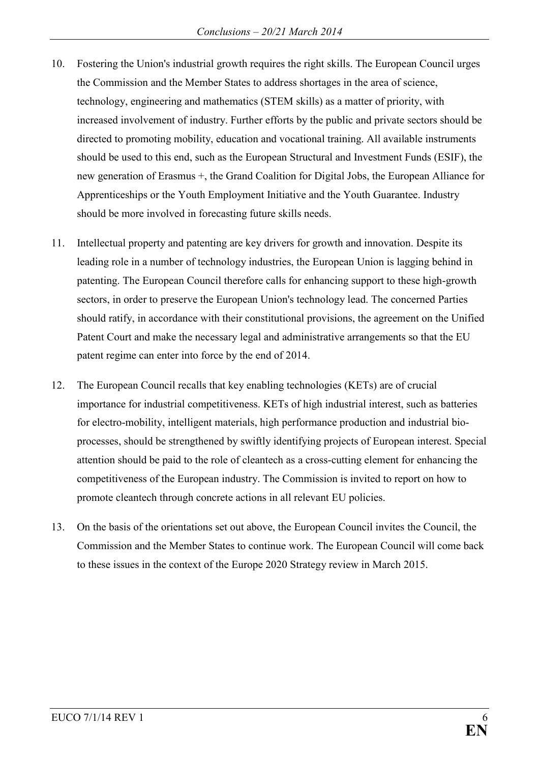10. Fostering the Union's industrial growth requires the right skills. The European Council urges the Commission and the Member States to address shortages in the area of science, technology, engineering and mathematics (STEM skills) as a matter of priority, with increased involvement of industry. Further efforts by the public and private sectors should be directed to promoting mobility, education and vocational training. All available instruments should be used to this end, such as the European Structural and Investment Funds (ESIF), the new generation of Erasmus +, the Grand Coalition for Digital Jobs, the European Alliance for Apprenticeships or the Youth Employment Initiative and the Youth Guarantee. Industry should be more involved in forecasting future skills needs.

11. Intellectual property and patenting are key drivers for growth and innovation. Despite its leading role in a number of technology industries, the European Union is lagging behind in patenting. The European Council therefore calls for enhancing support to these high-growth sectors, in order to preserve the European Union's technology lead. The concerned Parties should ratify, in accordance with their constitutional provisions, the agreement on the Unified Patent Court and make the necessary legal and administrative arrangements so that the EU patent regime can enter into force by the end of 2014.

12. The European Council recalls that key enabling technologies (KETs) are of crucial importance for industrial competitiveness. KETs of high industrial interest, such as batteries for electro-mobility, intelligent materials, high performance production and industrial bio-processes, should be strengthened by swiftly identifying projects of European interest. Special attention should be paid to the role of cleantech as a cross-cutting element for enhancing the competitiveness of the European industry. The Commission is invited to report on how to promote cleantech through concrete actions in all relevant EU policies.

13. On the basis of the orientations set out above, the European Council invites the Council, the Commission and the Member States to continue work. The European Council will come back to these issues in the context of the Europe 2020 Strategy review in March 2015.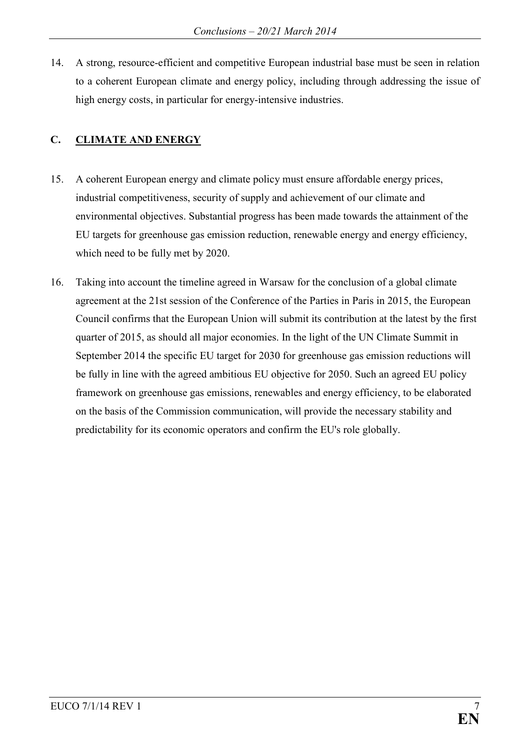14. A strong, resource-efficient and competitive European industrial base must be seen in relation to a coherent European climate and energy policy, including through addressing the issue of high energy costs, in particular for energy-intensive industries.

## C. CLIMATE AND ENERGY

15. A coherent European energy and climate policy must ensure affordable energy prices, industrial competitiveness, security of supply and achievement of our climate and environmental objectives. Substantial progress has been made towards the attainment of the EU targets for greenhouse gas emission reduction, renewable energy and energy efficiency, which need to be fully met by 2020.

16. Taking into account the timeline agreed in Warsaw for the conclusion of a global climate agreement at the 21st session of the Conference of the Parties in Paris in 2015, the European Council confirms that the European Union will submit its contribution at the latest by the first quarter of 2015, as should all major economies. In the light of the UN Climate Summit in September 2014 the specific EU target for 2030 for greenhouse gas emission reductions will be fully in line with the agreed ambitious EU objective for 2050. Such an agreed EU policy framework on greenhouse gas emissions, renewables and energy efficiency, to be elaborated on the basis of the Commission communication, will provide the necessary stability and predictability for its economic operators and confirm the EU's role globally.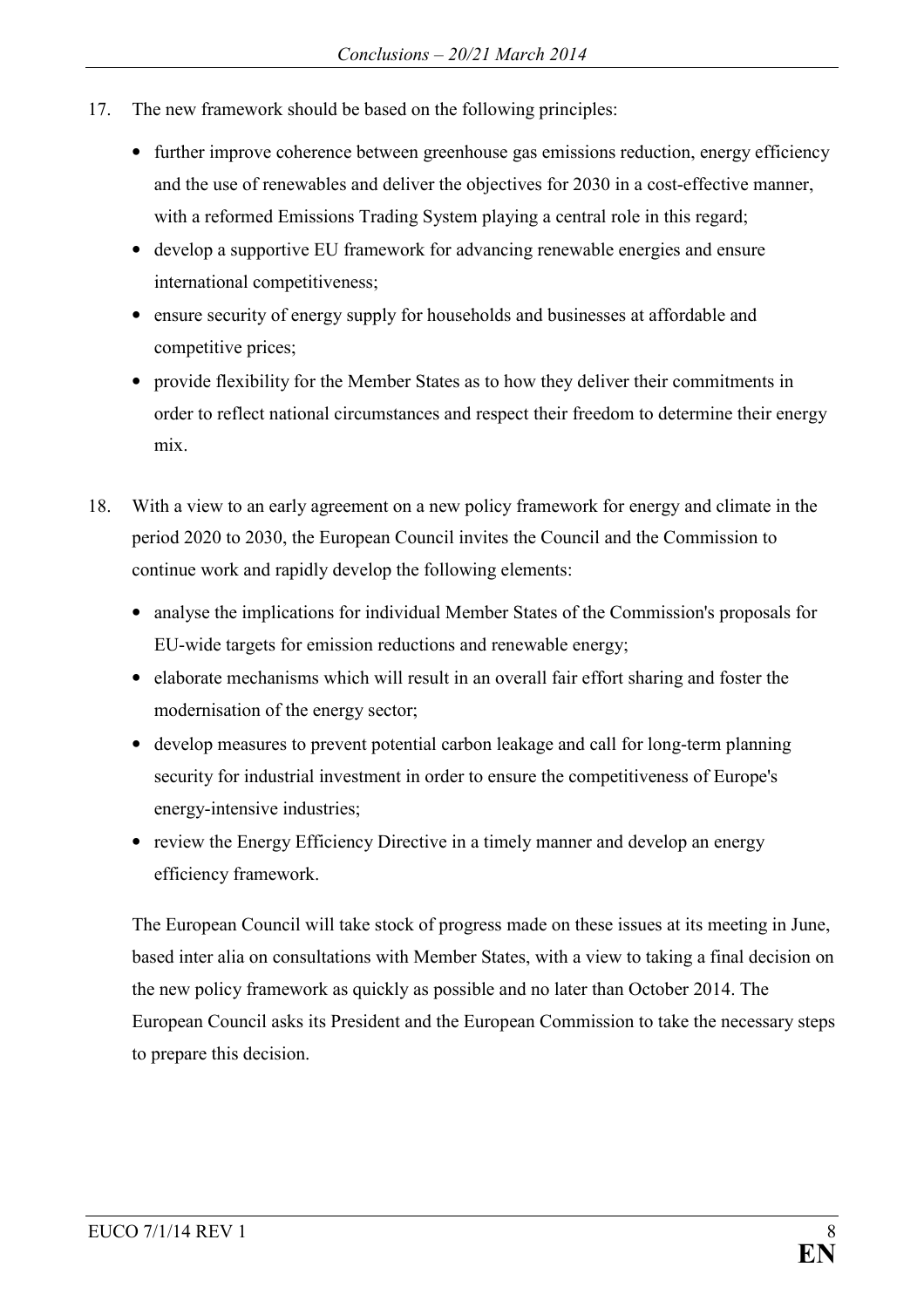17. The new framework should be based on the following principles:

    - further improve coherence between greenhouse gas emissions reduction, energy efficiency and the use of renewables and deliver the objectives for 2030 in a cost-effective manner, with a reformed Emissions Trading System playing a central role in this regard;
    - develop a supportive EU framework for advancing renewable energies and ensure international competitiveness;
    - ensure security of energy supply for households and businesses at affordable and competitive prices;
    - provide flexibility for the Member States as to how they deliver their commitments in order to reflect national circumstances and respect their freedom to determine their energy mix.

18. With a view to an early agreement on a new policy framework for energy and climate in the period 2020 to 2030, the European Council invites the Council and the Commission to continue work and rapidly develop the following elements:

    - analyse the implications for individual Member States of the Commission's proposals for EU-wide targets for emission reductions and renewable energy;
    - elaborate mechanisms which will result in an overall fair effort sharing and foster the modernisation of the energy sector;
    - develop measures to prevent potential carbon leakage and call for long-term planning security for industrial investment in order to ensure the competitiveness of Europe's energy-intensive industries;
    - review the Energy Efficiency Directive in a timely manner and develop an energy efficiency framework.

    The European Council will take stock of progress made on these issues at its meeting in June, based inter alia on consultations with Member States, with a view to taking a final decision on the new policy framework as quickly as possible and no later than October 2014. The European Council asks its President and the European Commission to take the necessary steps to prepare this decision.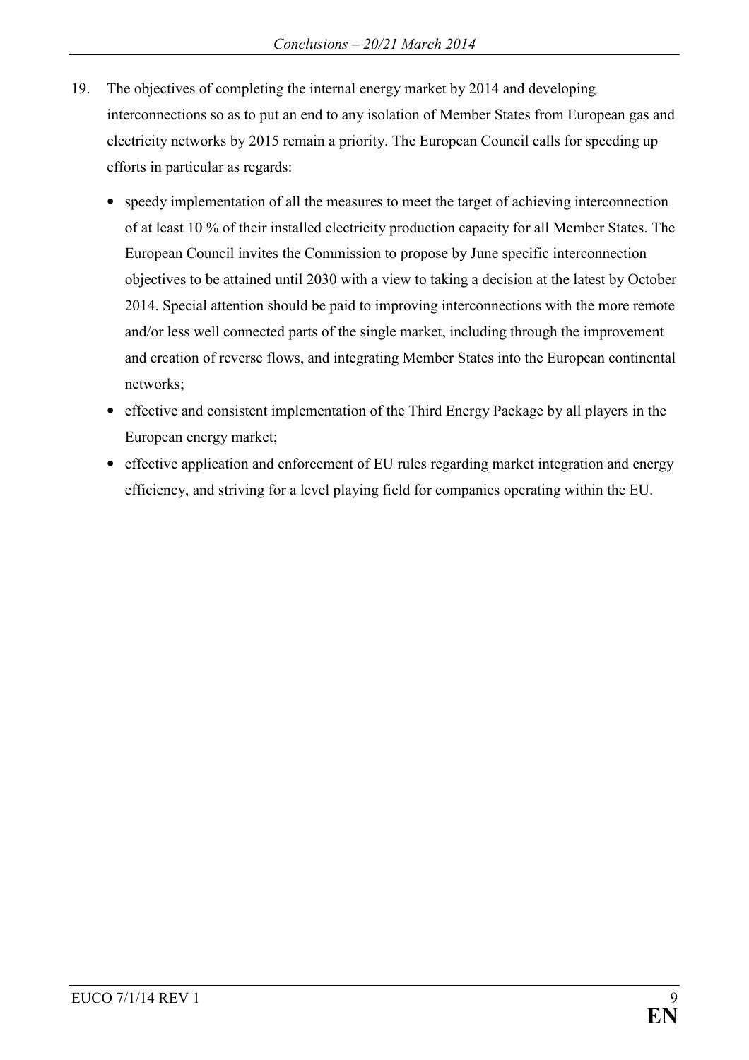19. The objectives of completing the internal energy market by 2014 and developing interconnections so as to put an end to any isolation of Member States from European gas and electricity networks by 2015 remain a priority. The European Council calls for speeding up efforts in particular as regards:

    - speedy implementation of all the measures to meet the target of achieving interconnection of at least 10 % of their installed electricity production capacity for all Member States. The European Council invites the Commission to propose by June specific interconnection objectives to be attained until 2030 with a view to taking a decision at the latest by October 2014. Special attention should be paid to improving interconnections with the more remote and/or less well connected parts of the single market, including through the improvement and creation of reverse flows, and integrating Member States into the European continental networks;
    - effective and consistent implementation of the Third Energy Package by all players in the European energy market;
    - effective application and enforcement of EU rules regarding market integration and energy efficiency, and striving for a level playing field for companies operating within the EU.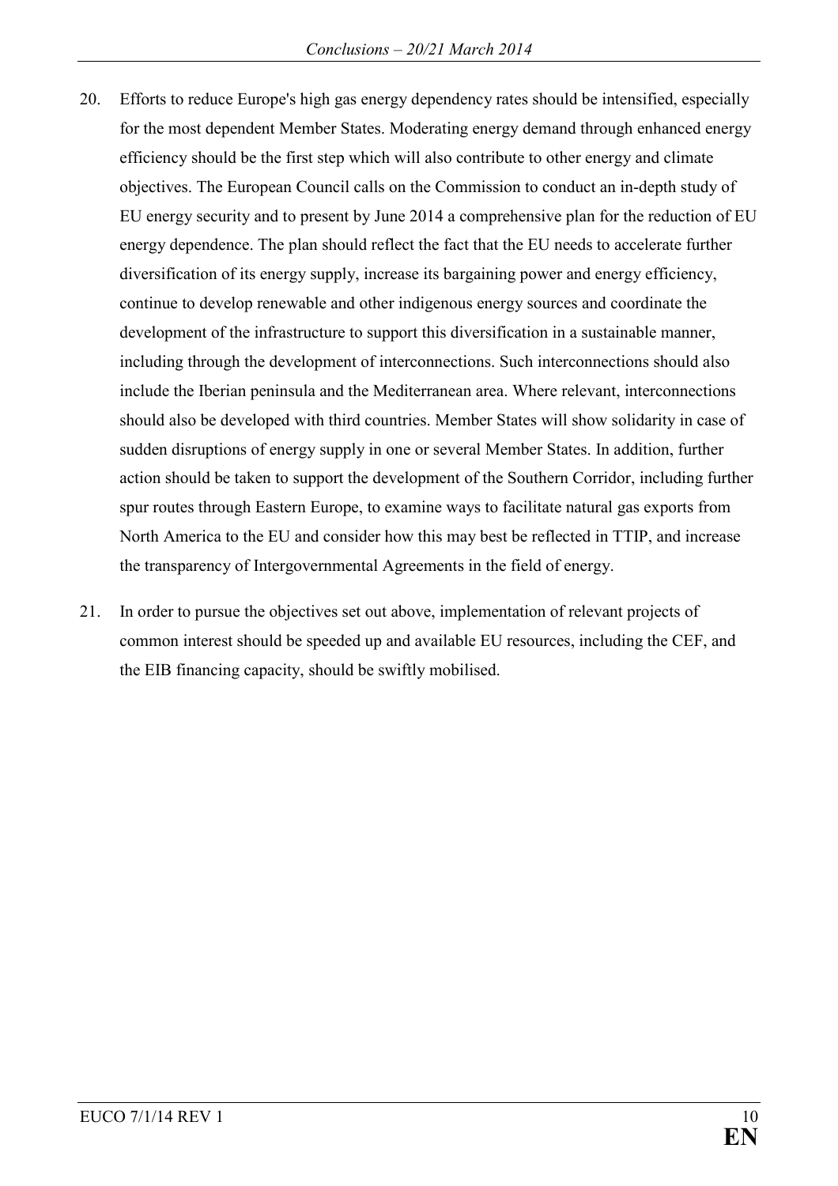20. Efforts to reduce Europe's high gas energy dependency rates should be intensified, especially for the most dependent Member States. Moderating energy demand through enhanced energy efficiency should be the first step which will also contribute to other energy and climate objectives. The European Council calls on the Commission to conduct an in-depth study of EU energy security and to present by June 2014 a comprehensive plan for the reduction of EU energy dependence. The plan should reflect the fact that the EU needs to accelerate further diversification of its energy supply, increase its bargaining power and energy efficiency, continue to develop renewable and other indigenous energy sources and coordinate the development of the infrastructure to support this diversification in a sustainable manner, including through the development of interconnections. Such interconnections should also include the Iberian peninsula and the Mediterranean area. Where relevant, interconnections should also be developed with third countries. Member States will show solidarity in case of sudden disruptions of energy supply in one or several Member States. In addition, further action should be taken to support the development of the Southern Corridor, including further spur routes through Eastern Europe, to examine ways to facilitate natural gas exports from North America to the EU and consider how this may best be reflected in TTIP, and increase the transparency of Intergovernmental Agreements in the field of energy.

21. In order to pursue the objectives set out above, implementation of relevant projects of common interest should be speeded up and available EU resources, including the CEF, and the EIB financing capacity, should be swiftly mobilised.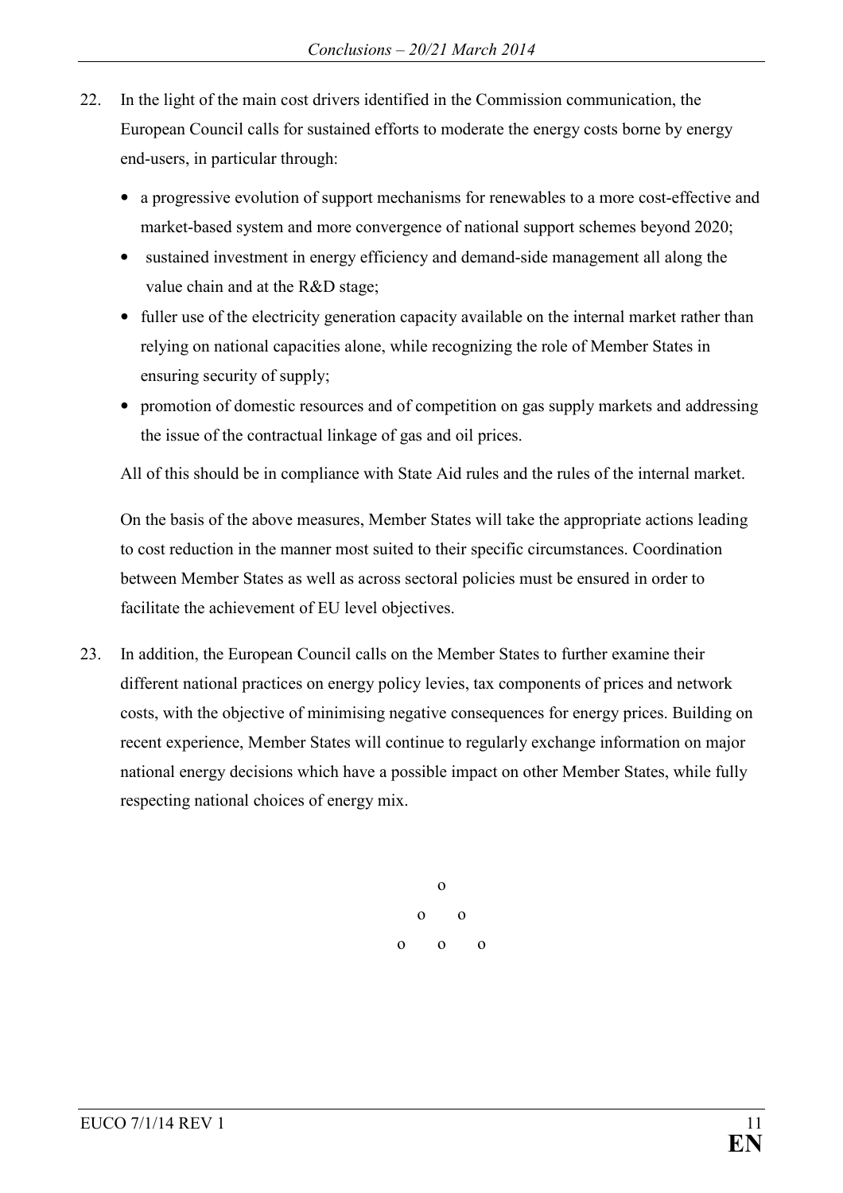22. In the light of the main cost drivers identified in the Commission communication, the European Council calls for sustained efforts to moderate the energy costs borne by energy end-users, in particular through:

    - a progressive evolution of support mechanisms for renewables to a more cost-effective and market-based system and more convergence of national support schemes beyond 2020;
    - sustained investment in energy efficiency and demand-side management all along the value chain and at the R&D stage;
    - fuller use of the electricity generation capacity available on the internal market rather than relying on national capacities alone, while recognizing the role of Member States in ensuring security of supply;
    - promotion of domestic resources and of competition on gas supply markets and addressing the issue of the contractual linkage of gas and oil prices.

    All of this should be in compliance with State Aid rules and the rules of the internal market.

    On the basis of the above measures, Member States will take the appropriate actions leading to cost reduction in the manner most suited to their specific circumstances. Coordination between Member States as well as across sectoral policies must be ensured in order to facilitate the achievement of EU level objectives.

23. In addition, the European Council calls on the Member States to further examine their different national practices on energy policy levies, tax components of prices and network costs, with the objective of minimising negative consequences for energy prices. Building on recent experience, Member States will continue to regularly exchange information on major national energy decisions which have a possible impact on other Member States, while fully respecting national choices of energy mix.

o

o o

o o o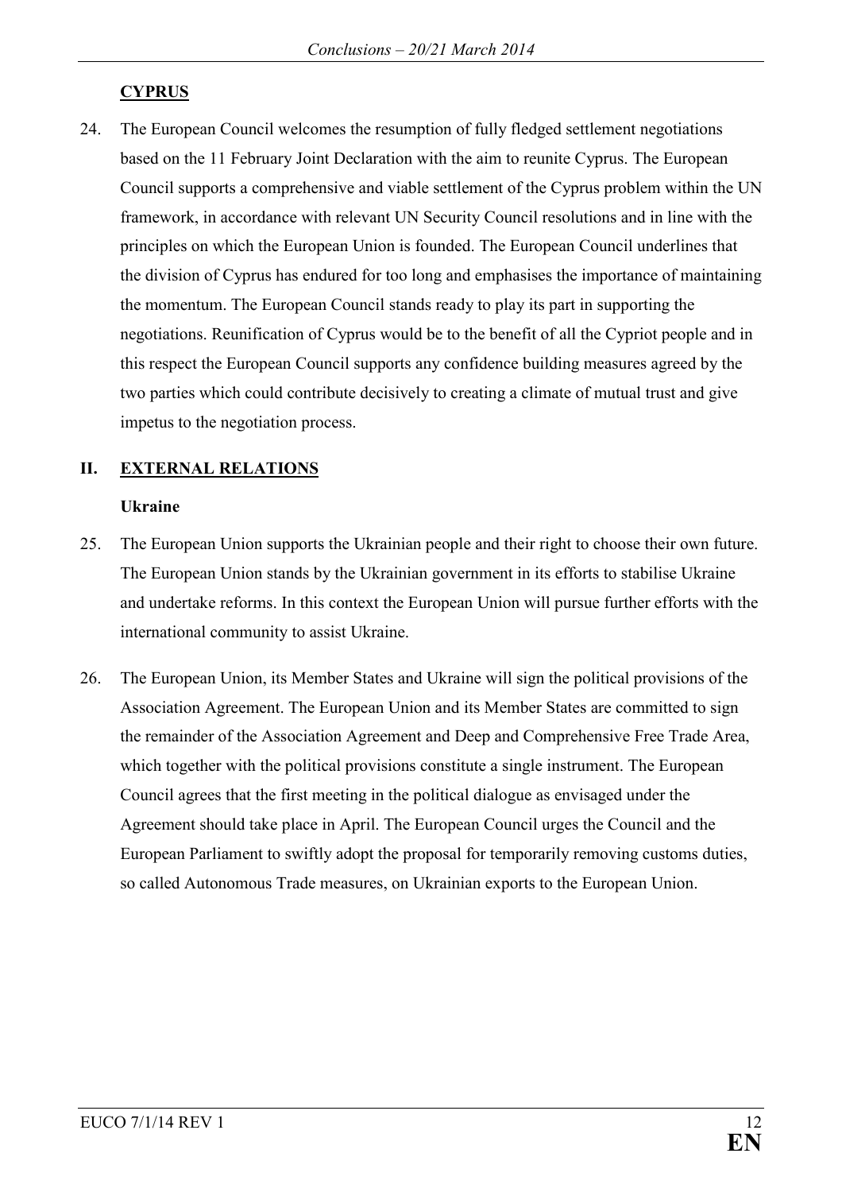## CYPRUS

24. The European Council welcomes the resumption of fully fledged settlement negotiations based on the 11 February Joint Declaration with the aim to reunite Cyprus. The European Council supports a comprehensive and viable settlement of the Cyprus problem within the UN framework, in accordance with relevant UN Security Council resolutions and in line with the principles on which the European Union is founded. The European Council underlines that the division of Cyprus has endured for too long and emphasises the importance of maintaining the momentum. The European Council stands ready to play its part in supporting the negotiations. Reunification of Cyprus would be to the benefit of all the Cypriot people and in this respect the European Council supports any confidence building measures agreed by the two parties which could contribute decisively to creating a climate of mutual trust and give impetus to the negotiation process.

# II. EXTERNAL RELATIONS

### Ukraine

25. The European Union supports the Ukrainian people and their right to choose their own future. The European Union stands by the Ukrainian government in its efforts to stabilise Ukraine and undertake reforms. In this context the European Union will pursue further efforts with the international community to assist Ukraine.

26. The European Union, its Member States and Ukraine will sign the political provisions of the Association Agreement. The European Union and its Member States are committed to sign the remainder of the Association Agreement and Deep and Comprehensive Free Trade Area, which together with the political provisions constitute a single instrument. The European Council agrees that the first meeting in the political dialogue as envisaged under the Agreement should take place in April. The European Council urges the Council and the European Parliament to swiftly adopt the proposal for temporarily removing customs duties, so called Autonomous Trade measures, on Ukrainian exports to the European Union.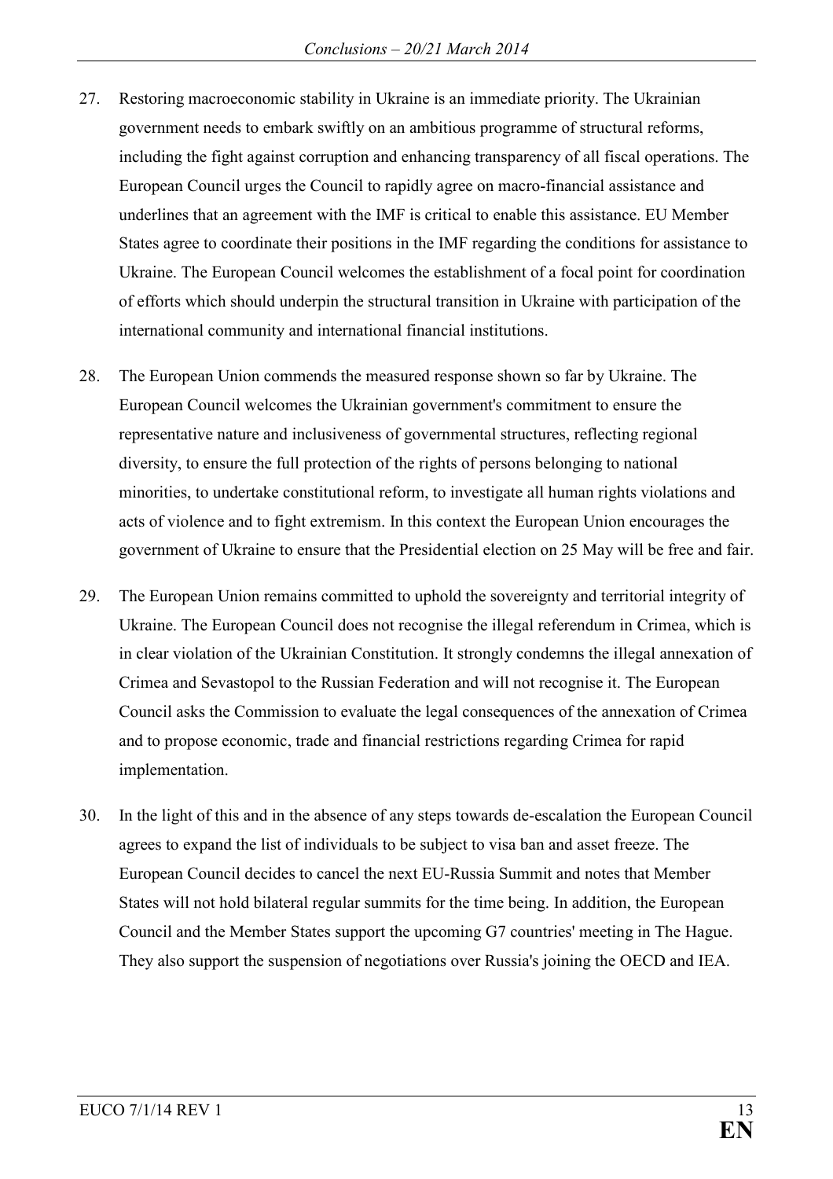27. Restoring macroeconomic stability in Ukraine is an immediate priority. The Ukrainian government needs to embark swiftly on an ambitious programme of structural reforms, including the fight against corruption and enhancing transparency of all fiscal operations. The European Council urges the Council to rapidly agree on macro-financial assistance and underlines that an agreement with the IMF is critical to enable this assistance. EU Member States agree to coordinate their positions in the IMF regarding the conditions for assistance to Ukraine. The European Council welcomes the establishment of a focal point for coordination of efforts which should underpin the structural transition in Ukraine with participation of the international community and international financial institutions.

28. The European Union commends the measured response shown so far by Ukraine. The European Council welcomes the Ukrainian government's commitment to ensure the representative nature and inclusiveness of governmental structures, reflecting regional diversity, to ensure the full protection of the rights of persons belonging to national minorities, to undertake constitutional reform, to investigate all human rights violations and acts of violence and to fight extremism. In this context the European Union encourages the government of Ukraine to ensure that the Presidential election on 25 May will be free and fair.

29. The European Union remains committed to uphold the sovereignty and territorial integrity of Ukraine. The European Council does not recognise the illegal referendum in Crimea, which is in clear violation of the Ukrainian Constitution. It strongly condemns the illegal annexation of Crimea and Sevastopol to the Russian Federation and will not recognise it. The European Council asks the Commission to evaluate the legal consequences of the annexation of Crimea and to propose economic, trade and financial restrictions regarding Crimea for rapid implementation.

30. In the light of this and in the absence of any steps towards de-escalation the European Council agrees to expand the list of individuals to be subject to visa ban and asset freeze. The European Council decides to cancel the next EU-Russia Summit and notes that Member States will not hold bilateral regular summits for the time being. In addition, the European Council and the Member States support the upcoming G7 countries' meeting in The Hague. They also support the suspension of negotiations over Russia's joining the OECD and IEA.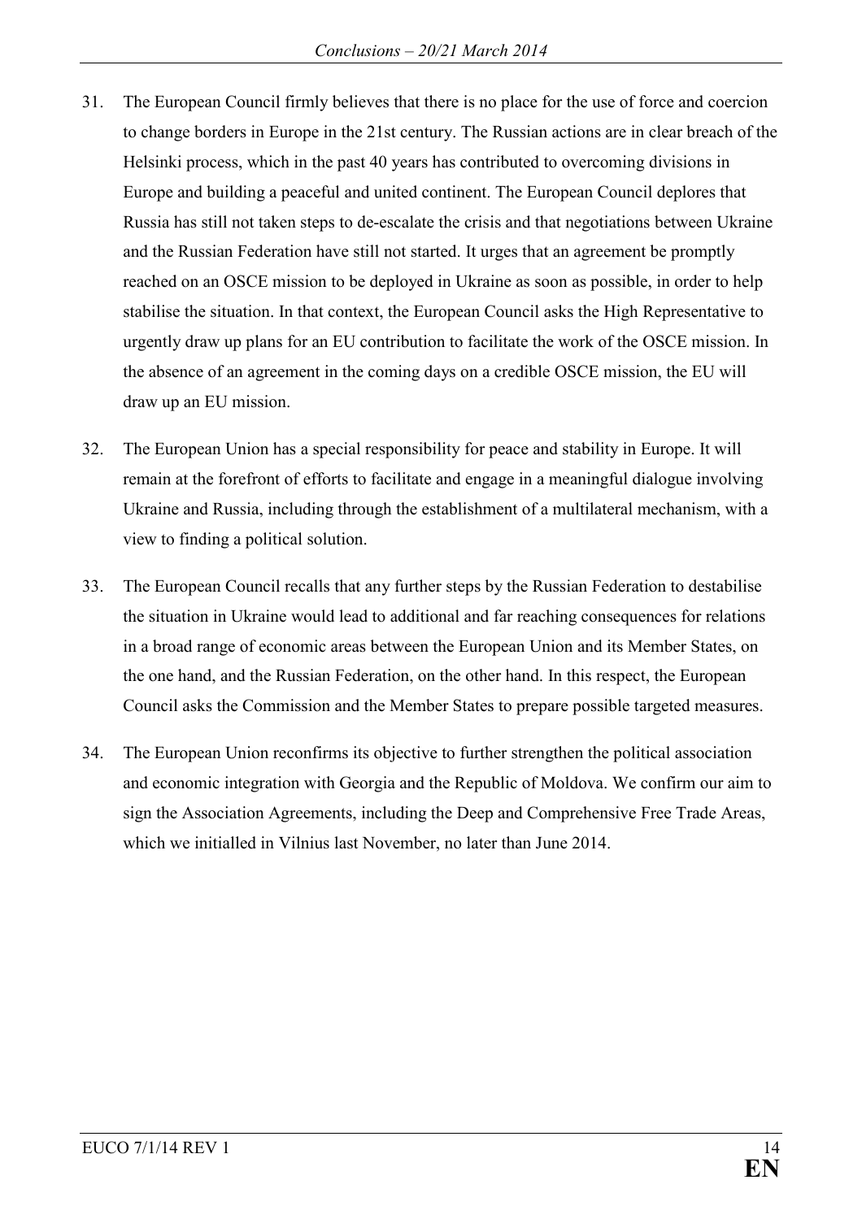31. The European Council firmly believes that there is no place for the use of force and coercion to change borders in Europe in the 21st century. The Russian actions are in clear breach of the Helsinki process, which in the past 40 years has contributed to overcoming divisions in Europe and building a peaceful and united continent. The European Council deplores that Russia has still not taken steps to de-escalate the crisis and that negotiations between Ukraine and the Russian Federation have still not started. It urges that an agreement be promptly reached on an OSCE mission to be deployed in Ukraine as soon as possible, in order to help stabilise the situation. In that context, the European Council asks the High Representative to urgently draw up plans for an EU contribution to facilitate the work of the OSCE mission. In the absence of an agreement in the coming days on a credible OSCE mission, the EU will draw up an EU mission.

32. The European Union has a special responsibility for peace and stability in Europe. It will remain at the forefront of efforts to facilitate and engage in a meaningful dialogue involving Ukraine and Russia, including through the establishment of a multilateral mechanism, with a view to finding a political solution.

33. The European Council recalls that any further steps by the Russian Federation to destabilise the situation in Ukraine would lead to additional and far reaching consequences for relations in a broad range of economic areas between the European Union and its Member States, on the one hand, and the Russian Federation, on the other hand. In this respect, the European Council asks the Commission and the Member States to prepare possible targeted measures.

34. The European Union reconfirms its objective to further strengthen the political association and economic integration with Georgia and the Republic of Moldova. We confirm our aim to sign the Association Agreements, including the Deep and Comprehensive Free Trade Areas, which we initialled in Vilnius last November, no later than June 2014.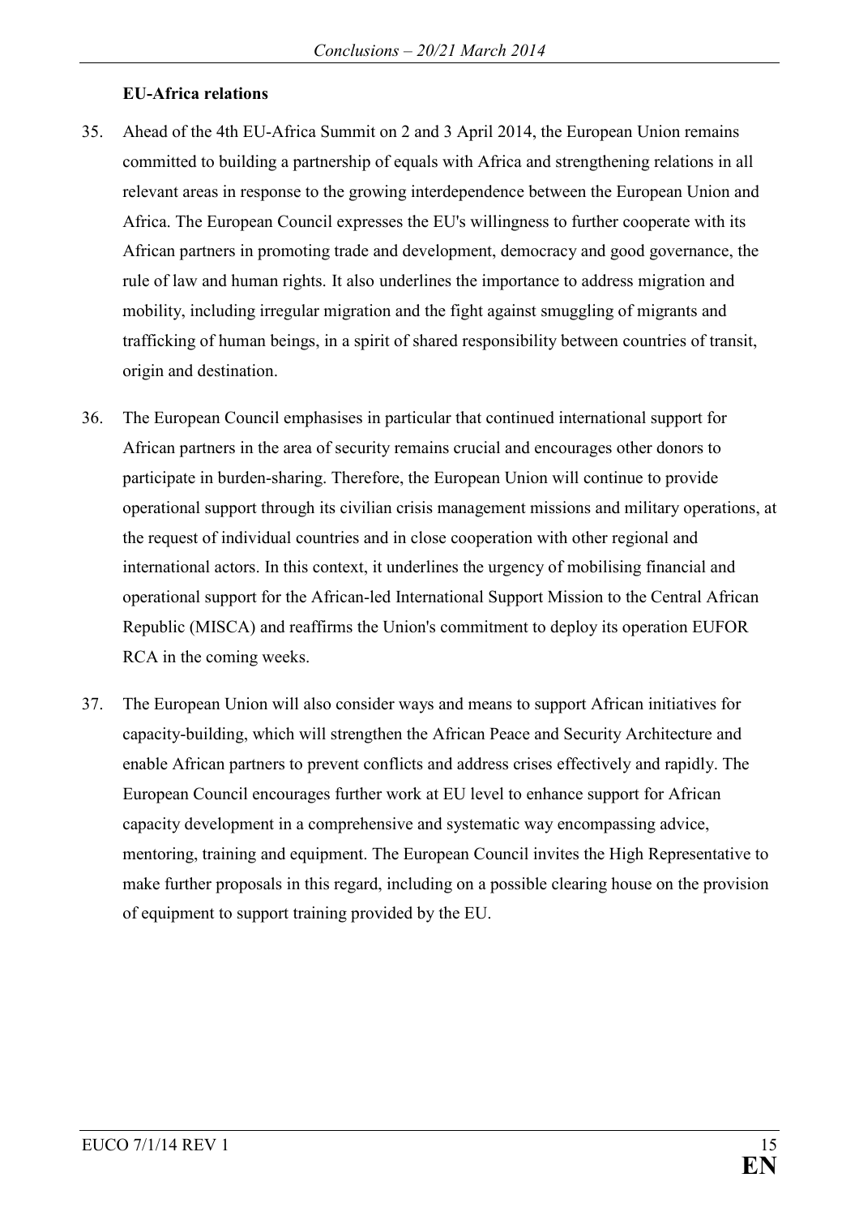**EU-Africa relations**

35. Ahead of the 4th EU-Africa Summit on 2 and 3 April 2014, the European Union remains committed to building a partnership of equals with Africa and strengthening relations in all relevant areas in response to the growing interdependence between the European Union and Africa. The European Council expresses the EU's willingness to further cooperate with its African partners in promoting trade and development, democracy and good governance, the rule of law and human rights. It also underlines the importance to address migration and mobility, including irregular migration and the fight against smuggling of migrants and trafficking of human beings, in a spirit of shared responsibility between countries of transit, origin and destination.

36. The European Council emphasises in particular that continued international support for African partners in the area of security remains crucial and encourages other donors to participate in burden-sharing. Therefore, the European Union will continue to provide operational support through its civilian crisis management missions and military operations, at the request of individual countries and in close cooperation with other regional and international actors. In this context, it underlines the urgency of mobilising financial and operational support for the African-led International Support Mission to the Central African Republic (MISCA) and reaffirms the Union's commitment to deploy its operation EUFOR RCA in the coming weeks.

37. The European Union will also consider ways and means to support African initiatives for capacity-building, which will strengthen the African Peace and Security Architecture and enable African partners to prevent conflicts and address crises effectively and rapidly. The European Council encourages further work at EU level to enhance support for African capacity development in a comprehensive and systematic way encompassing advice, mentoring, training and equipment. The European Council invites the High Representative to make further proposals in this regard, including on a possible clearing house on the provision of equipment to support training provided by the EU.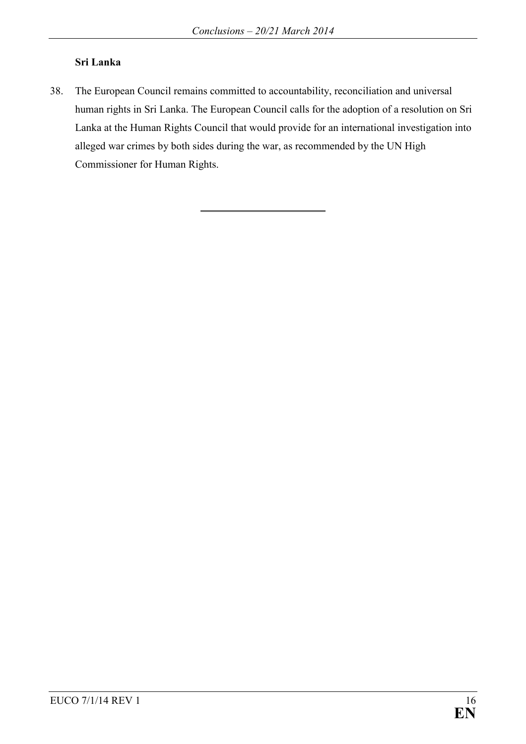**Sri Lanka**

38. The European Council remains committed to accountability, reconciliation and universal human rights in Sri Lanka. The European Council calls for the adoption of a resolution on Sri Lanka at the Human Rights Council that would provide for an international investigation into alleged war crimes by both sides during the war, as recommended by the UN High Commissioner for Human Rights.